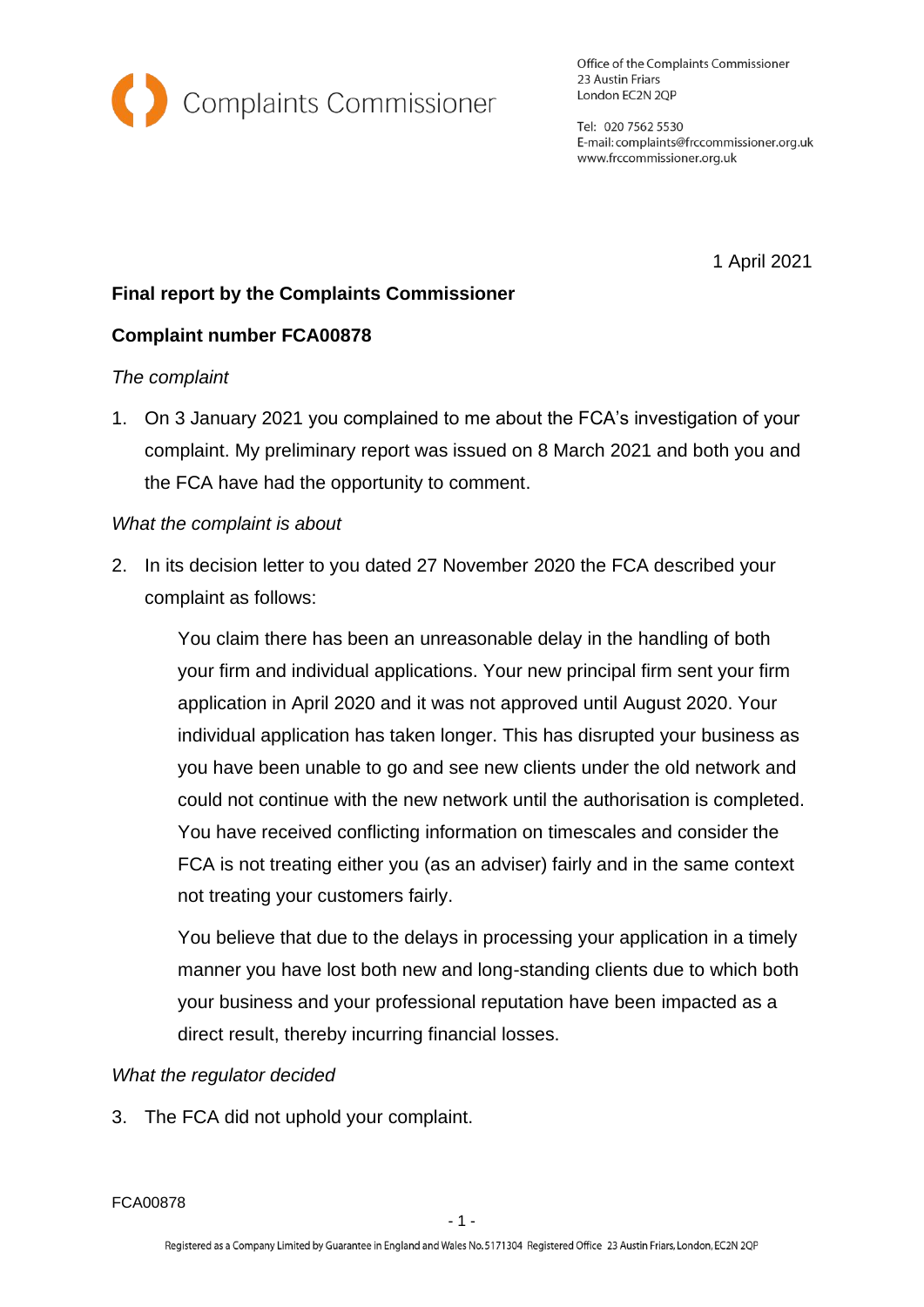Complaints Commissioner

Office of the Complaints Commissioner
23 Austin Friars
London EC2N 2QP

Tel: 020 7562 5530
E-mail: complaints@frccommissioner.org.uk
www.frccommissioner.org.uk

1 April 2021

**Final report by the Complaints Commissioner**

**Complaint number FCA00878**

*The complaint*

1. On 3 January 2021 you complained to me about the FCA's investigation of your complaint. My preliminary report was issued on 8 March 2021 and both you and the FCA have had the opportunity to comment.

*What the complaint is about*

2. In its decision letter to you dated 27 November 2020 the FCA described your complaint as follows:

   > You claim there has been an unreasonable delay in the handling of both your firm and individual applications. Your new principal firm sent your firm application in April 2020 and it was not approved until August 2020. Your individual application has taken longer. This has disrupted your business as you have been unable to go and see new clients under the old network and could not continue with the new network until the authorisation is completed. You have received conflicting information on timescales and consider the FCA is not treating either you (as an adviser) fairly and in the same context not treating your customers fairly.
   >
   > You believe that due to the delays in processing your application in a timely manner you have lost both new and long-standing clients due to which both your business and your professional reputation have been impacted as a direct result, thereby incurring financial losses.

*What the regulator decided*

3. The FCA did not uphold your complaint.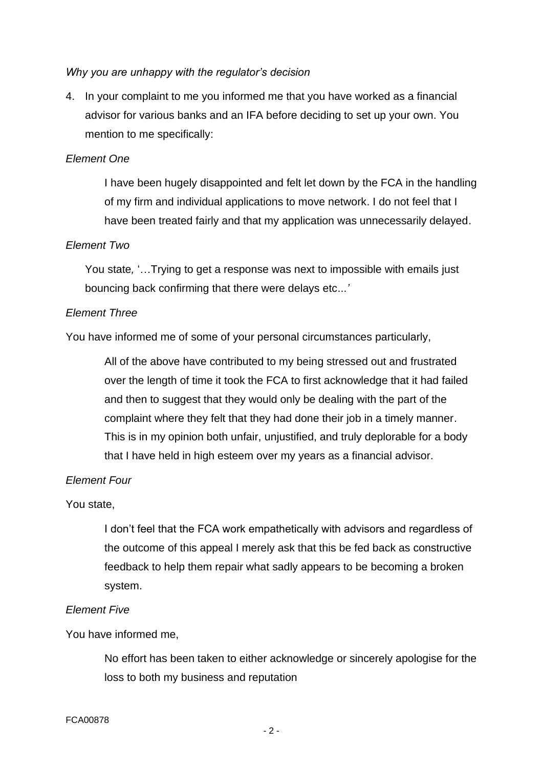*Why you are unhappy with the regulator's decision*

4. In your complaint to me you informed me that you have worked as a financial advisor for various banks and an IFA before deciding to set up your own. You mention to me specifically:

*Element One*

> I have been hugely disappointed and felt let down by the FCA in the handling of my firm and individual applications to move network. I do not feel that I have been treated fairly and that my application was unnecessarily delayed.

*Element Two*

You state*,* '…Trying to get a response was next to impossible with emails just bouncing back confirming that there were delays etc...*'*

*Element Three*

You have informed me of some of your personal circumstances particularly,

> All of the above have contributed to my being stressed out and frustrated over the length of time it took the FCA to first acknowledge that it had failed and then to suggest that they would only be dealing with the part of the complaint where they felt that they had done their job in a timely manner. This is in my opinion both unfair, unjustified, and truly deplorable for a body that I have held in high esteem over my years as a financial advisor.

*Element Four*

You state,

> I don't feel that the FCA work empathetically with advisors and regardless of the outcome of this appeal I merely ask that this be fed back as constructive feedback to help them repair what sadly appears to be becoming a broken system.

*Element Five*

You have informed me,

> No effort has been taken to either acknowledge or sincerely apologise for the loss to both my business and reputation

FCA00878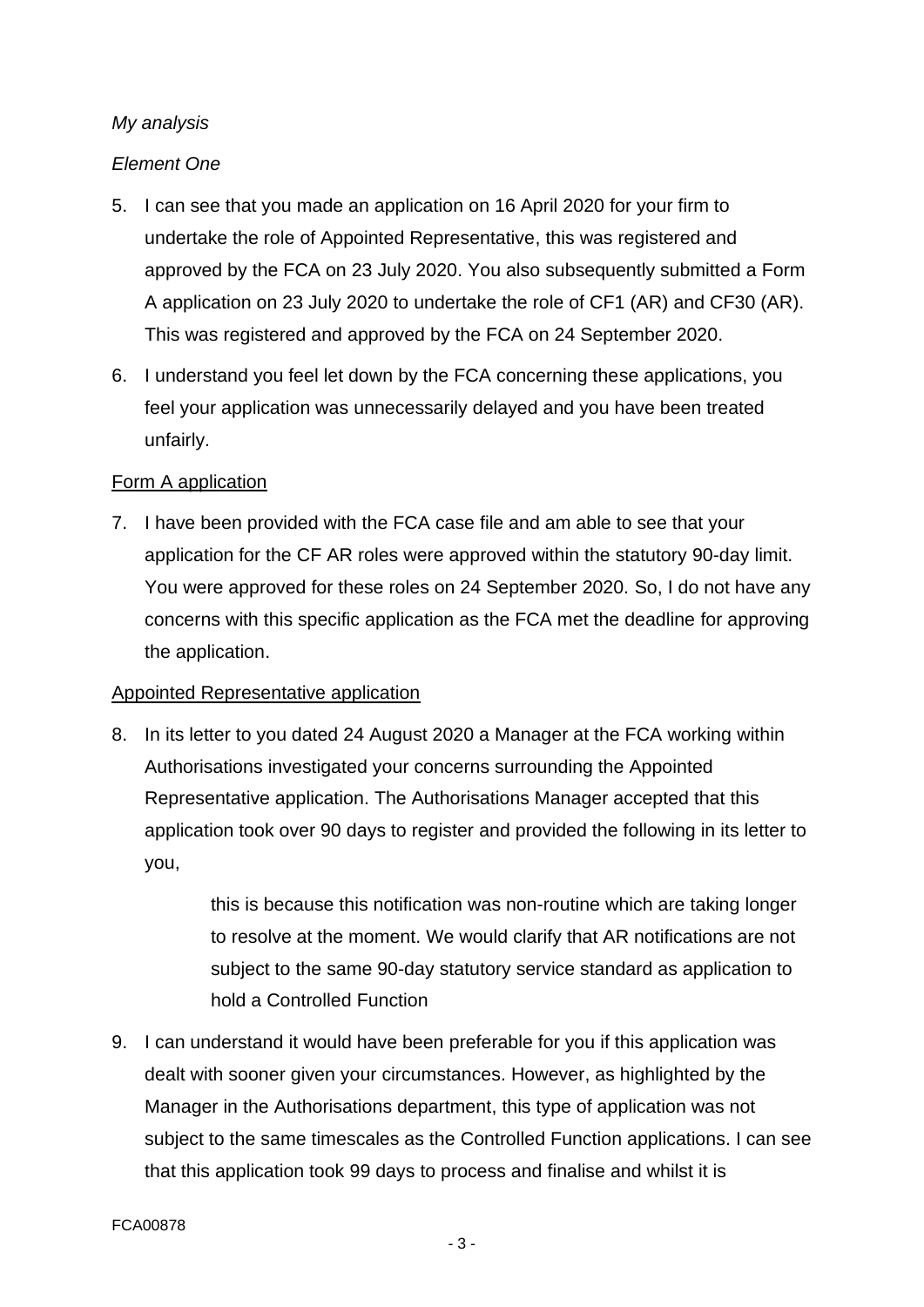*My analysis*

*Element One*

5. I can see that you made an application on 16 April 2020 for your firm to undertake the role of Appointed Representative, this was registered and approved by the FCA on 23 July 2020. You also subsequently submitted a Form A application on 23 July 2020 to undertake the role of CF1 (AR) and CF30 (AR). This was registered and approved by the FCA on 24 September 2020.

6. I understand you feel let down by the FCA concerning these applications, you feel your application was unnecessarily delayed and you have been treated unfairly.

<u>Form A application</u>

7. I have been provided with the FCA case file and am able to see that your application for the CF AR roles were approved within the statutory 90-day limit. You were approved for these roles on 24 September 2020. So, I do not have any concerns with this specific application as the FCA met the deadline for approving the application.

<u>Appointed Representative application</u>

8. In its letter to you dated 24 August 2020 a Manager at the FCA working within Authorisations investigated your concerns surrounding the Appointed Representative application. The Authorisations Manager accepted that this application took over 90 days to register and provided the following in its letter to you,

   > this is because this notification was non-routine which are taking longer to resolve at the moment. We would clarify that AR notifications are not subject to the same 90-day statutory service standard as application to hold a Controlled Function

9. I can understand it would have been preferable for you if this application was dealt with sooner given your circumstances. However, as highlighted by the Manager in the Authorisations department, this type of application was not subject to the same timescales as the Controlled Function applications. I can see that this application took 99 days to process and finalise and whilst it is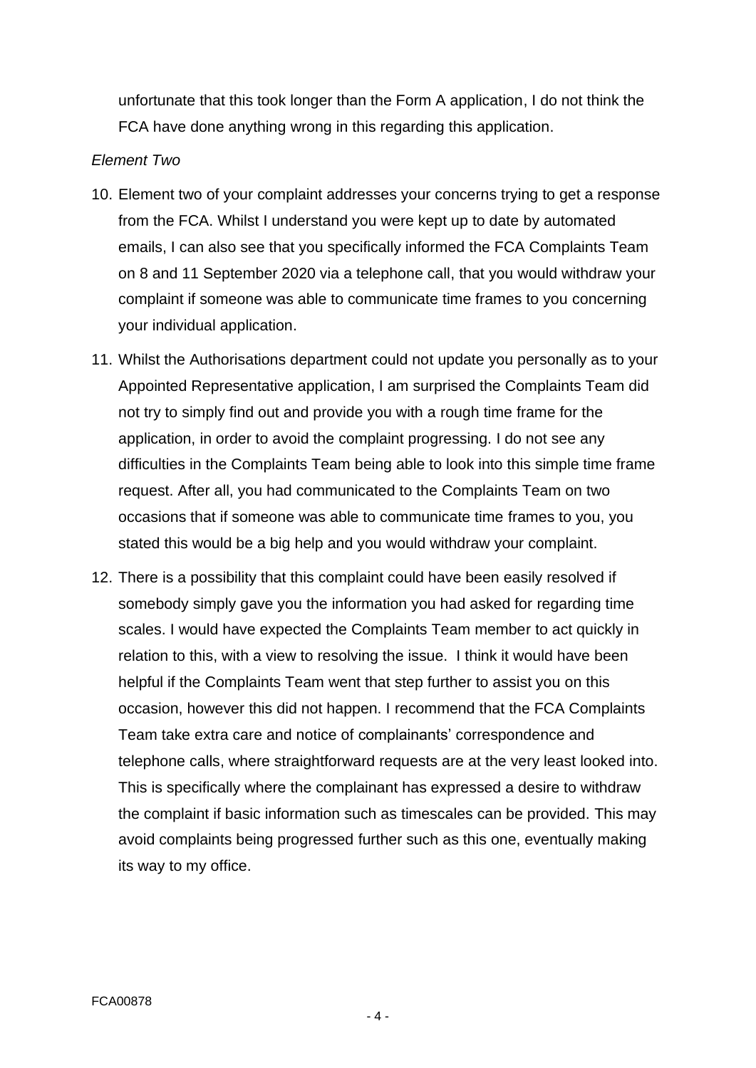unfortunate that this took longer than the Form A application, I do not think the FCA have done anything wrong in this regarding this application.

*Element Two*

10. Element two of your complaint addresses your concerns trying to get a response from the FCA. Whilst I understand you were kept up to date by automated emails, I can also see that you specifically informed the FCA Complaints Team on 8 and 11 September 2020 via a telephone call, that you would withdraw your complaint if someone was able to communicate time frames to you concerning your individual application.

11. Whilst the Authorisations department could not update you personally as to your Appointed Representative application, I am surprised the Complaints Team did not try to simply find out and provide you with a rough time frame for the application, in order to avoid the complaint progressing. I do not see any difficulties in the Complaints Team being able to look into this simple time frame request. After all, you had communicated to the Complaints Team on two occasions that if someone was able to communicate time frames to you, you stated this would be a big help and you would withdraw your complaint.

12. There is a possibility that this complaint could have been easily resolved if somebody simply gave you the information you had asked for regarding time scales. I would have expected the Complaints Team member to act quickly in relation to this, with a view to resolving the issue. I think it would have been helpful if the Complaints Team went that step further to assist you on this occasion, however this did not happen. I recommend that the FCA Complaints Team take extra care and notice of complainants' correspondence and telephone calls, where straightforward requests are at the very least looked into. This is specifically where the complainant has expressed a desire to withdraw the complaint if basic information such as timescales can be provided. This may avoid complaints being progressed further such as this one, eventually making its way to my office.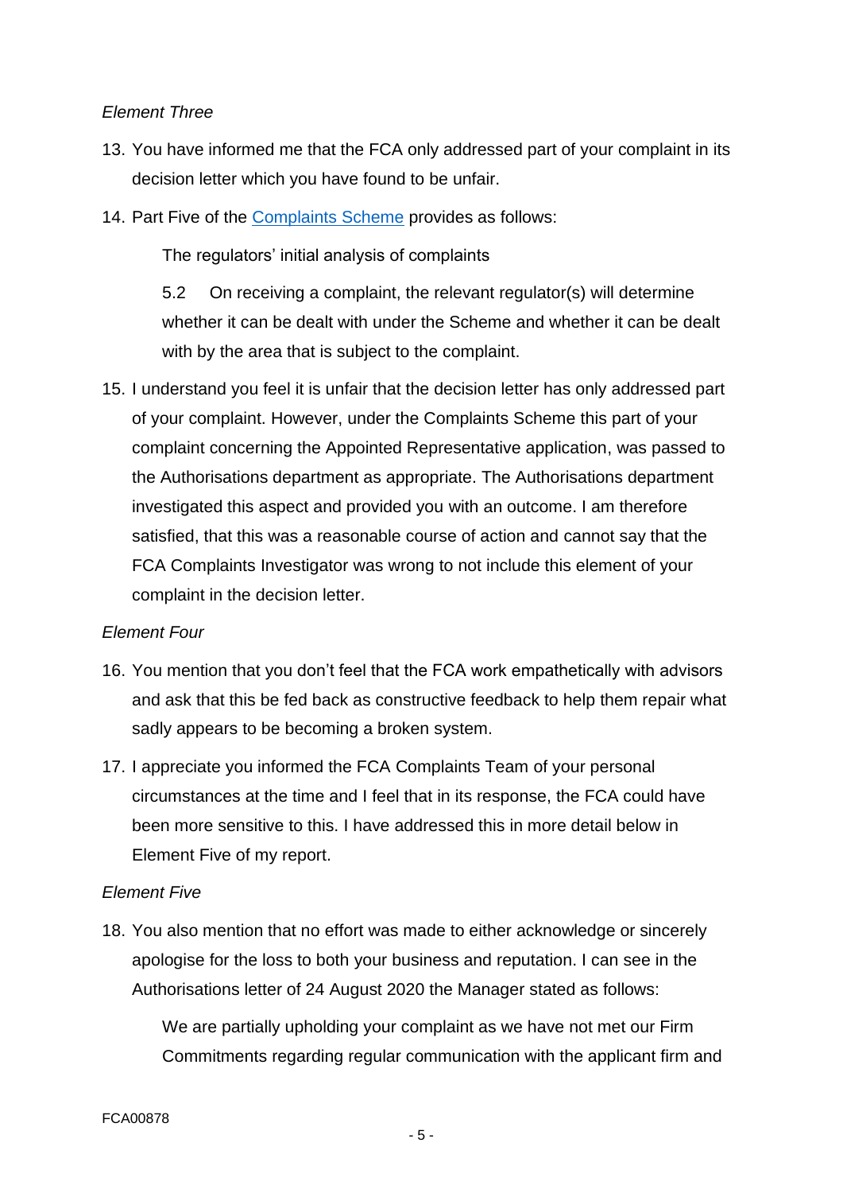*Element Three*

13. You have informed me that the FCA only addressed part of your complaint in its decision letter which you have found to be unfair.

14. Part Five of the [Complaints Scheme](Complaints Scheme) provides as follows:

    The regulators' initial analysis of complaints

    5.2 On receiving a complaint, the relevant regulator(s) will determine whether it can be dealt with under the Scheme and whether it can be dealt with by the area that is subject to the complaint.

15. I understand you feel it is unfair that the decision letter has only addressed part of your complaint. However, under the Complaints Scheme this part of your complaint concerning the Appointed Representative application, was passed to the Authorisations department as appropriate. The Authorisations department investigated this aspect and provided you with an outcome. I am therefore satisfied, that this was a reasonable course of action and cannot say that the FCA Complaints Investigator was wrong to not include this element of your complaint in the decision letter.

*Element Four*

16. You mention that you don't feel that the FCA work empathetically with advisors and ask that this be fed back as constructive feedback to help them repair what sadly appears to be becoming a broken system.

17. I appreciate you informed the FCA Complaints Team of your personal circumstances at the time and I feel that in its response, the FCA could have been more sensitive to this. I have addressed this in more detail below in Element Five of my report.

*Element Five*

18. You also mention that no effort was made to either acknowledge or sincerely apologise for the loss to both your business and reputation. I can see in the Authorisations letter of 24 August 2020 the Manager stated as follows:

    We are partially upholding your complaint as we have not met our Firm Commitments regarding regular communication with the applicant firm and

FCA00878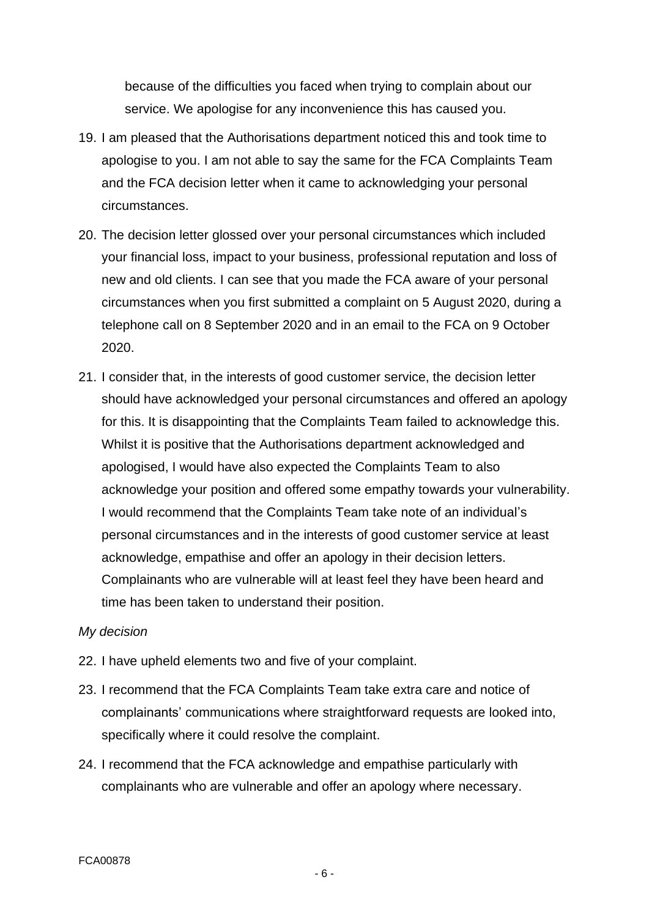because of the difficulties you faced when trying to complain about our service. We apologise for any inconvenience this has caused you.

19. I am pleased that the Authorisations department noticed this and took time to apologise to you. I am not able to say the same for the FCA Complaints Team and the FCA decision letter when it came to acknowledging your personal circumstances.

20. The decision letter glossed over your personal circumstances which included your financial loss, impact to your business, professional reputation and loss of new and old clients. I can see that you made the FCA aware of your personal circumstances when you first submitted a complaint on 5 August 2020, during a telephone call on 8 September 2020 and in an email to the FCA on 9 October 2020.

21. I consider that, in the interests of good customer service, the decision letter should have acknowledged your personal circumstances and offered an apology for this. It is disappointing that the Complaints Team failed to acknowledge this. Whilst it is positive that the Authorisations department acknowledged and apologised, I would have also expected the Complaints Team to also acknowledge your position and offered some empathy towards your vulnerability. I would recommend that the Complaints Team take note of an individual's personal circumstances and in the interests of good customer service at least acknowledge, empathise and offer an apology in their decision letters. Complainants who are vulnerable will at least feel they have been heard and time has been taken to understand their position.

*My decision*

22. I have upheld elements two and five of your complaint.

23. I recommend that the FCA Complaints Team take extra care and notice of complainants' communications where straightforward requests are looked into, specifically where it could resolve the complaint.

24. I recommend that the FCA acknowledge and empathise particularly with complainants who are vulnerable and offer an apology where necessary.

FCA00878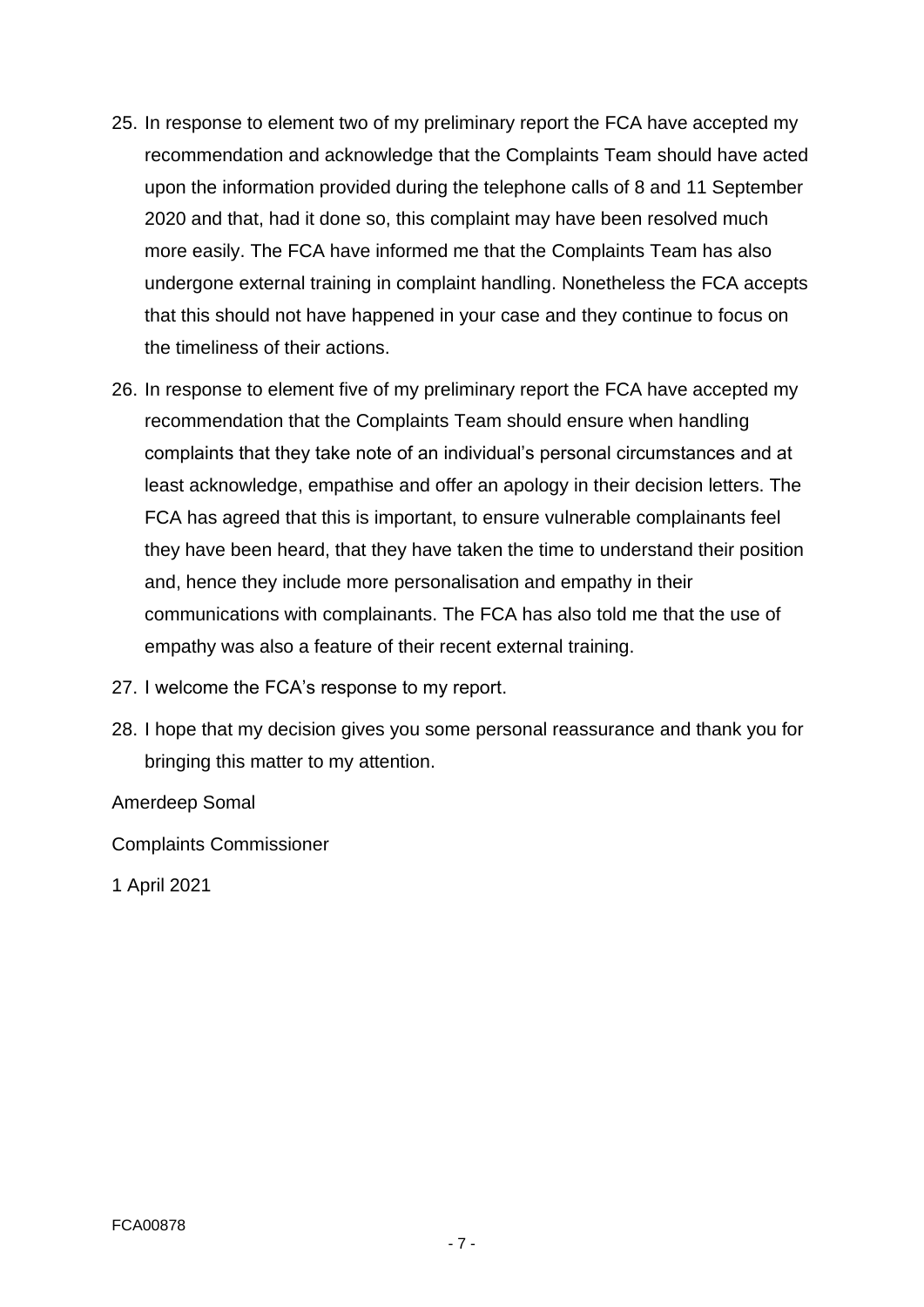25. In response to element two of my preliminary report the FCA have accepted my recommendation and acknowledge that the Complaints Team should have acted upon the information provided during the telephone calls of 8 and 11 September 2020 and that, had it done so, this complaint may have been resolved much more easily. The FCA have informed me that the Complaints Team has also undergone external training in complaint handling. Nonetheless the FCA accepts that this should not have happened in your case and they continue to focus on the timeliness of their actions.

26. In response to element five of my preliminary report the FCA have accepted my recommendation that the Complaints Team should ensure when handling complaints that they take note of an individual's personal circumstances and at least acknowledge, empathise and offer an apology in their decision letters. The FCA has agreed that this is important, to ensure vulnerable complainants feel they have been heard, that they have taken the time to understand their position and, hence they include more personalisation and empathy in their communications with complainants. The FCA has also told me that the use of empathy was also a feature of their recent external training.

27. I welcome the FCA's response to my report.

28. I hope that my decision gives you some personal reassurance and thank you for bringing this matter to my attention.

Amerdeep Somal

Complaints Commissioner

1 April 2021

FCA00878